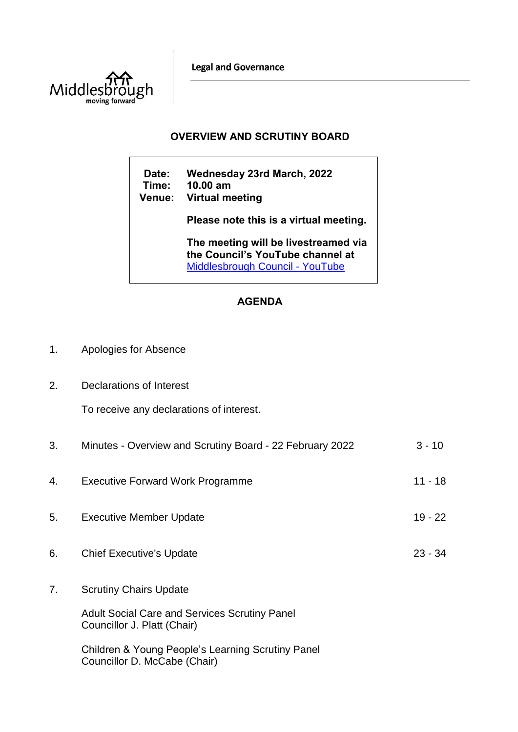Legal and Governance

# OVERVIEW AND SCRUTINY BOARD

**Date:** Wednesday 23rd March, 2022
**Time:** 10.00 am
**Venue:** Virtual meeting

**Please note this is a virtual meeting.**

**The meeting will be livestreamed via the Council's YouTube channel at** [Middlesbrough Council - YouTube]()

## AGENDA

1. Apologies for Absence

2. Declarations of Interest

   To receive any declarations of interest.

3. Minutes - Overview and Scrutiny Board - 22 February 2022 — 3 - 10

4. Executive Forward Work Programme — 11 - 18

5. Executive Member Update — 19 - 22

6. Chief Executive's Update — 23 - 34

7. Scrutiny Chairs Update

   Adult Social Care and Services Scrutiny Panel
   Councillor J. Platt (Chair)

   Children & Young People's Learning Scrutiny Panel
   Councillor D. McCabe (Chair)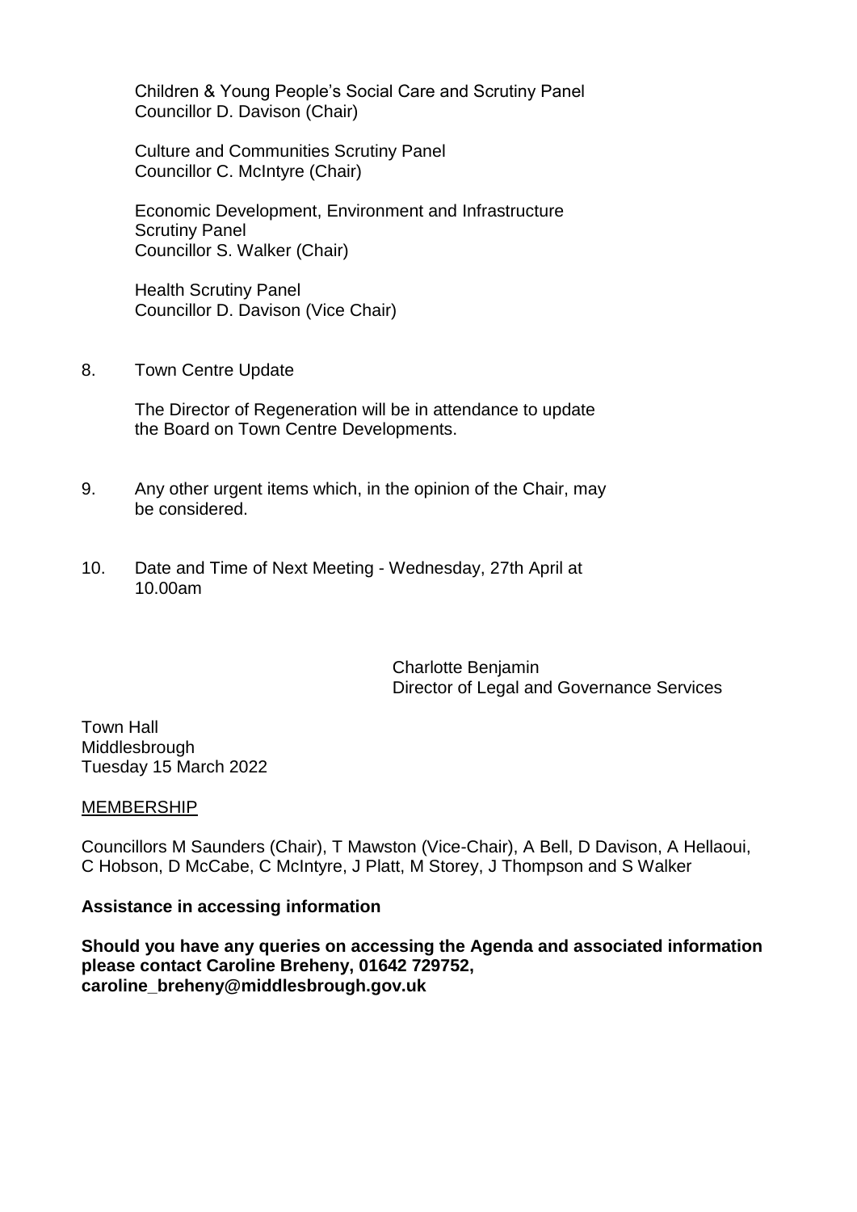Children & Young People's Social Care and Scrutiny Panel
Councillor D. Davison (Chair)

Culture and Communities Scrutiny Panel
Councillor C. McIntyre (Chair)

Economic Development, Environment and Infrastructure Scrutiny Panel
Councillor S. Walker (Chair)

Health Scrutiny Panel
Councillor D. Davison (Vice Chair)

8. Town Centre Update

   The Director of Regeneration will be in attendance to update the Board on Town Centre Developments.

9. Any other urgent items which, in the opinion of the Chair, may be considered.

10. Date and Time of Next Meeting - Wednesday, 27th April at 10.00am

Charlotte Benjamin
Director of Legal and Governance Services

Town Hall
Middlesbrough
Tuesday 15 March 2022

MEMBERSHIP

Councillors M Saunders (Chair), T Mawston (Vice-Chair), A Bell, D Davison, A Hellaoui, C Hobson, D McCabe, C McIntyre, J Platt, M Storey, J Thompson and S Walker

**Assistance in accessing information**

**Should you have any queries on accessing the Agenda and associated information please contact Caroline Breheny, 01642 729752, caroline_breheny@middlesbrough.gov.uk**